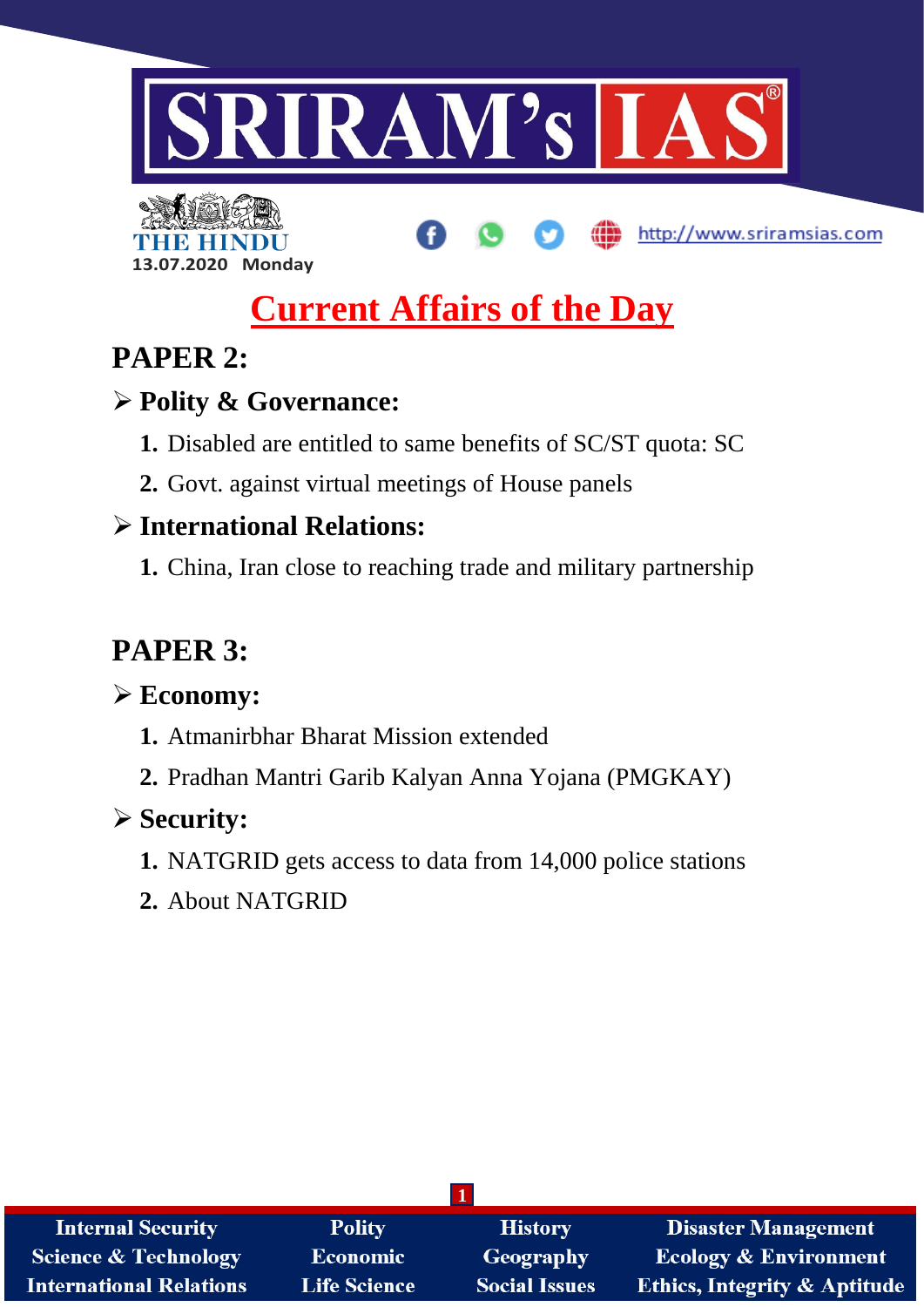THE HINDU

13.07.2020 Monday

http://www.sriramsias.com

# Current Affairs of the Day

## PAPER 2:

### ➢ Polity & Governance:

1. Disabled are entitled to same benefits of SC/ST quota: SC
2. Govt. against virtual meetings of House panels

### ➢ International Relations:

1. China, Iran close to reaching trade and military partnership

## PAPER 3:

### ➢ Economy:

1. Atmanirbhar Bharat Mission extended
2. Pradhan Mantri Garib Kalyan Anna Yojana (PMGKAY)

### ➢ Security:

1. NATGRID gets access to data from 14,000 police stations
2. About NATGRID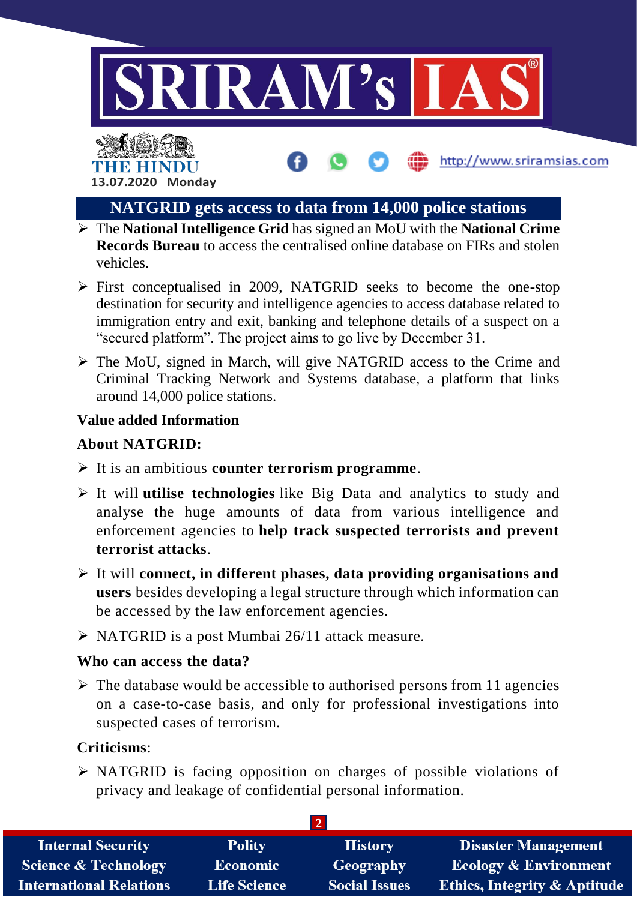## NATGRID gets access to data from 14,000 police stations

- The **National Intelligence Grid** has signed an MoU with the **National Crime Records Bureau** to access the centralised online database on FIRs and stolen vehicles.
- First conceptualised in 2009, NATGRID seeks to become the one-stop destination for security and intelligence agencies to access database related to immigration entry and exit, banking and telephone details of a suspect on a "secured platform". The project aims to go live by December 31.
- The MoU, signed in March, will give NATGRID access to the Crime and Criminal Tracking Network and Systems database, a platform that links around 14,000 police stations.

**Value added Information**

**About NATGRID:**

- It is an ambitious **counter terrorism programme**.
- It will **utilise technologies** like Big Data and analytics to study and analyse the huge amounts of data from various intelligence and enforcement agencies to **help track suspected terrorists and prevent terrorist attacks**.
- It will **connect, in different phases, data providing organisations and users** besides developing a legal structure through which information can be accessed by the law enforcement agencies.
- NATGRID is a post Mumbai 26/11 attack measure.

**Who can access the data?**

- The database would be accessible to authorised persons from 11 agencies on a case-to-case basis, and only for professional investigations into suspected cases of terrorism.

**Criticisms**:

- NATGRID is facing opposition on charges of possible violations of privacy and leakage of confidential personal information.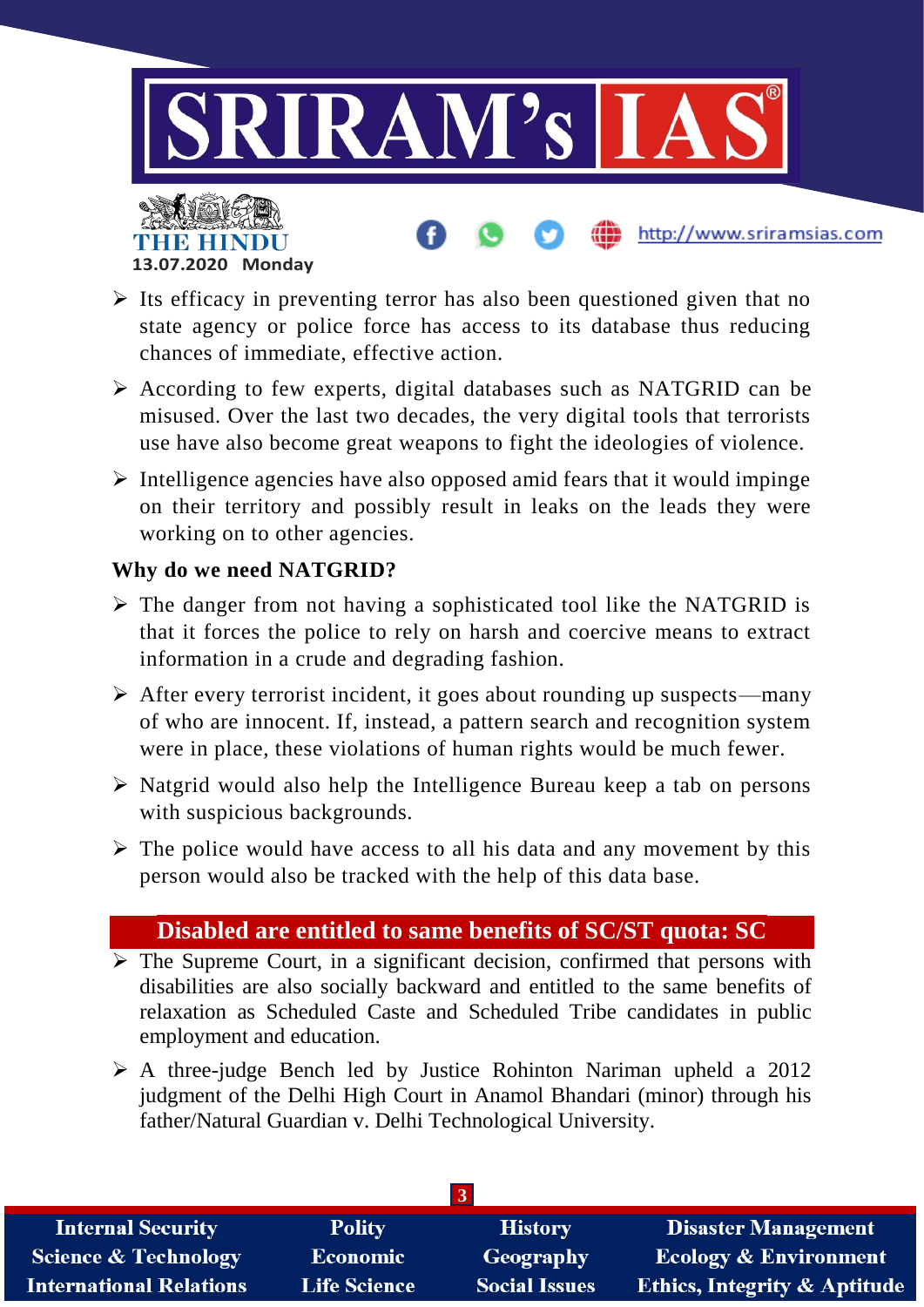- Its efficacy in preventing terror has also been questioned given that no state agency or police force has access to its database thus reducing chances of immediate, effective action.
- According to few experts, digital databases such as NATGRID can be misused. Over the last two decades, the very digital tools that terrorists use have also become great weapons to fight the ideologies of violence.
- Intelligence agencies have also opposed amid fears that it would impinge on their territory and possibly result in leaks on the leads they were working on to other agencies.

**Why do we need NATGRID?**

- The danger from not having a sophisticated tool like the NATGRID is that it forces the police to rely on harsh and coercive means to extract information in a crude and degrading fashion.
- After every terrorist incident, it goes about rounding up suspects—many of who are innocent. If, instead, a pattern search and recognition system were in place, these violations of human rights would be much fewer.
- Natgrid would also help the Intelligence Bureau keep a tab on persons with suspicious backgrounds.
- The police would have access to all his data and any movement by this person would also be tracked with the help of this data base.

## Disabled are entitled to same benefits of SC/ST quota: SC

- The Supreme Court, in a significant decision, confirmed that persons with disabilities are also socially backward and entitled to the same benefits of relaxation as Scheduled Caste and Scheduled Tribe candidates in public employment and education.
- A three-judge Bench led by Justice Rohinton Nariman upheld a 2012 judgment of the Delhi High Court in Anamol Bhandari (minor) through his father/Natural Guardian v. Delhi Technological University.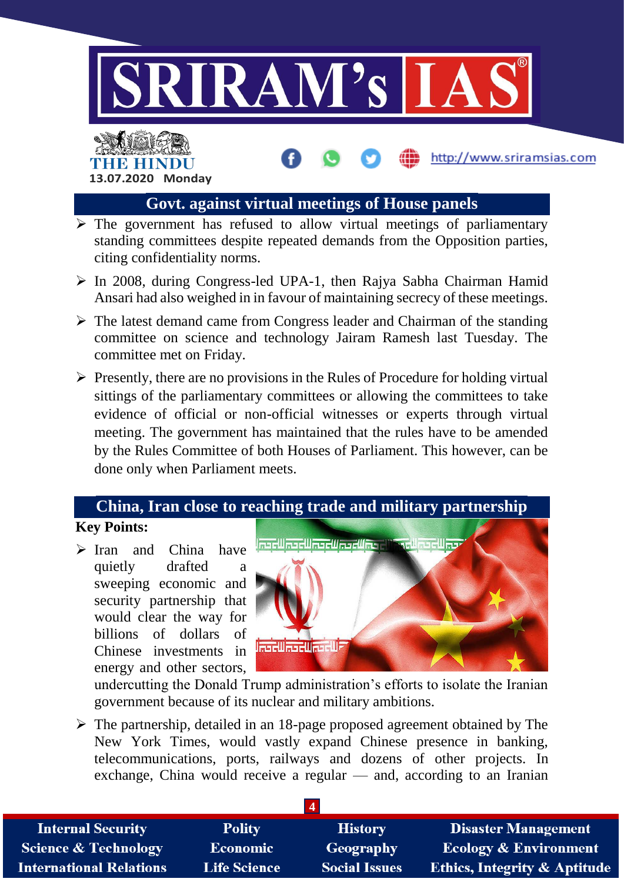## Govt. against virtual meetings of House panels

- The government has refused to allow virtual meetings of parliamentary standing committees despite repeated demands from the Opposition parties, citing confidentiality norms.
- In 2008, during Congress-led UPA-1, then Rajya Sabha Chairman Hamid Ansari had also weighed in in favour of maintaining secrecy of these meetings.
- The latest demand came from Congress leader and Chairman of the standing committee on science and technology Jairam Ramesh last Tuesday. The committee met on Friday.
- Presently, there are no provisions in the Rules of Procedure for holding virtual sittings of the parliamentary committees or allowing the committees to take evidence of official or non-official witnesses or experts through virtual meeting. The government has maintained that the rules have to be amended by the Rules Committee of both Houses of Parliament. This however, can be done only when Parliament meets.

## China, Iran close to reaching trade and military partnership

**Key Points:**

- Iran and China have quietly drafted a sweeping economic and security partnership that would clear the way for billions of dollars of Chinese investments in energy and other sectors, undercutting the Donald Trump administration's efforts to isolate the Iranian government because of its nuclear and military ambitions.
- The partnership, detailed in an 18-page proposed agreement obtained by The New York Times, would vastly expand Chinese presence in banking, telecommunications, ports, railways and dozens of other projects. In exchange, China would receive a regular — and, according to an Iranian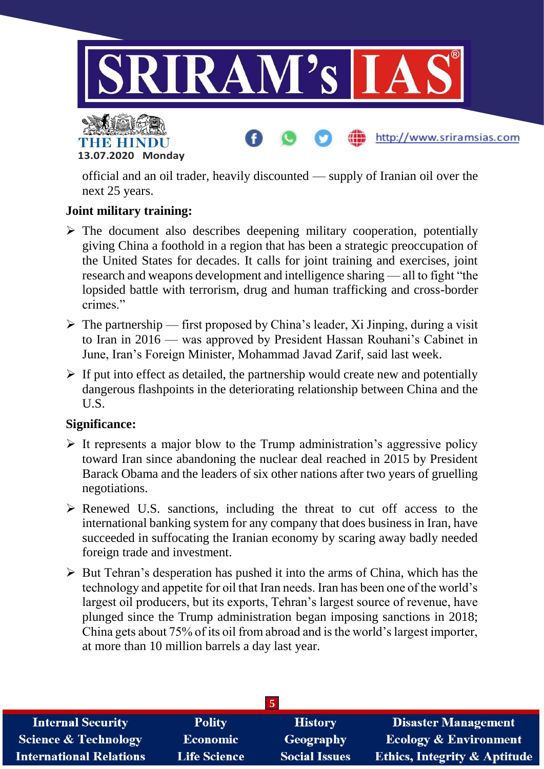official and an oil trader, heavily discounted — supply of Iranian oil over the next 25 years.

**Joint military training:**

- The document also describes deepening military cooperation, potentially giving China a foothold in a region that has been a strategic preoccupation of the United States for decades. It calls for joint training and exercises, joint research and weapons development and intelligence sharing — all to fight "the lopsided battle with terrorism, drug and human trafficking and cross-border crimes."
- The partnership — first proposed by China's leader, Xi Jinping, during a visit to Iran in 2016 — was approved by President Hassan Rouhani's Cabinet in June, Iran's Foreign Minister, Mohammad Javad Zarif, said last week.
- If put into effect as detailed, the partnership would create new and potentially dangerous flashpoints in the deteriorating relationship between China and the U.S.

**Significance:**

- It represents a major blow to the Trump administration's aggressive policy toward Iran since abandoning the nuclear deal reached in 2015 by President Barack Obama and the leaders of six other nations after two years of gruelling negotiations.
- Renewed U.S. sanctions, including the threat to cut off access to the international banking system for any company that does business in Iran, have succeeded in suffocating the Iranian economy by scaring away badly needed foreign trade and investment.
- But Tehran's desperation has pushed it into the arms of China, which has the technology and appetite for oil that Iran needs. Iran has been one of the world's largest oil producers, but its exports, Tehran's largest source of revenue, have plunged since the Trump administration began imposing sanctions in 2018; China gets about 75% of its oil from abroad and is the world's largest importer, at more than 10 million barrels a day last year.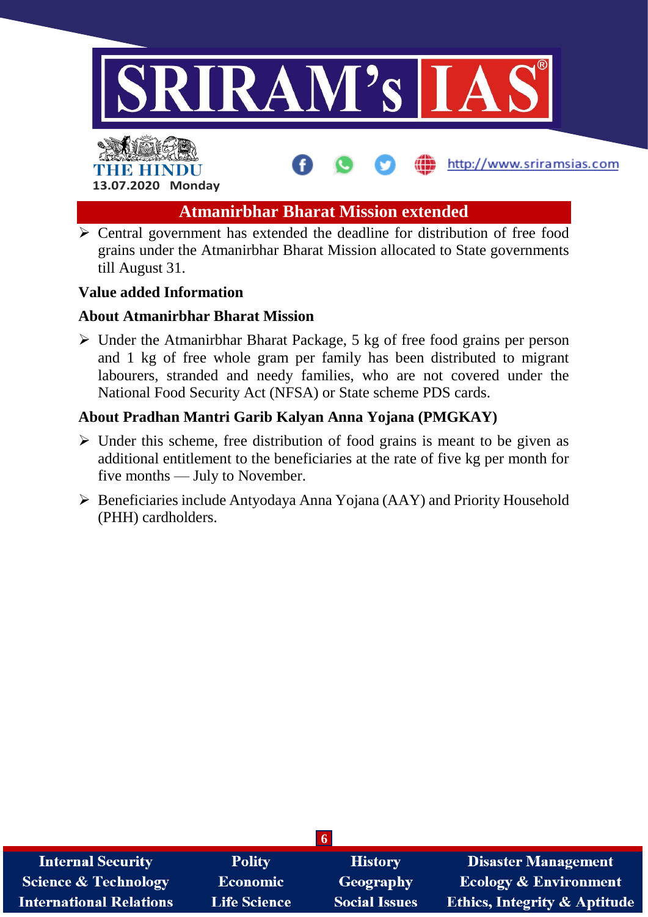## Atmanirbhar Bharat Mission extended

- Central government has extended the deadline for distribution of free food grains under the Atmanirbhar Bharat Mission allocated to State governments till August 31.

**Value added Information**

**About Atmanirbhar Bharat Mission**

- Under the Atmanirbhar Bharat Package, 5 kg of free food grains per person and 1 kg of free whole gram per family has been distributed to migrant labourers, stranded and needy families, who are not covered under the National Food Security Act (NFSA) or State scheme PDS cards.

**About Pradhan Mantri Garib Kalyan Anna Yojana (PMGKAY)**

- Under this scheme, free distribution of food grains is meant to be given as additional entitlement to the beneficiaries at the rate of five kg per month for five months — July to November.
- Beneficiaries include Antyodaya Anna Yojana (AAY) and Priority Household (PHH) cardholders.